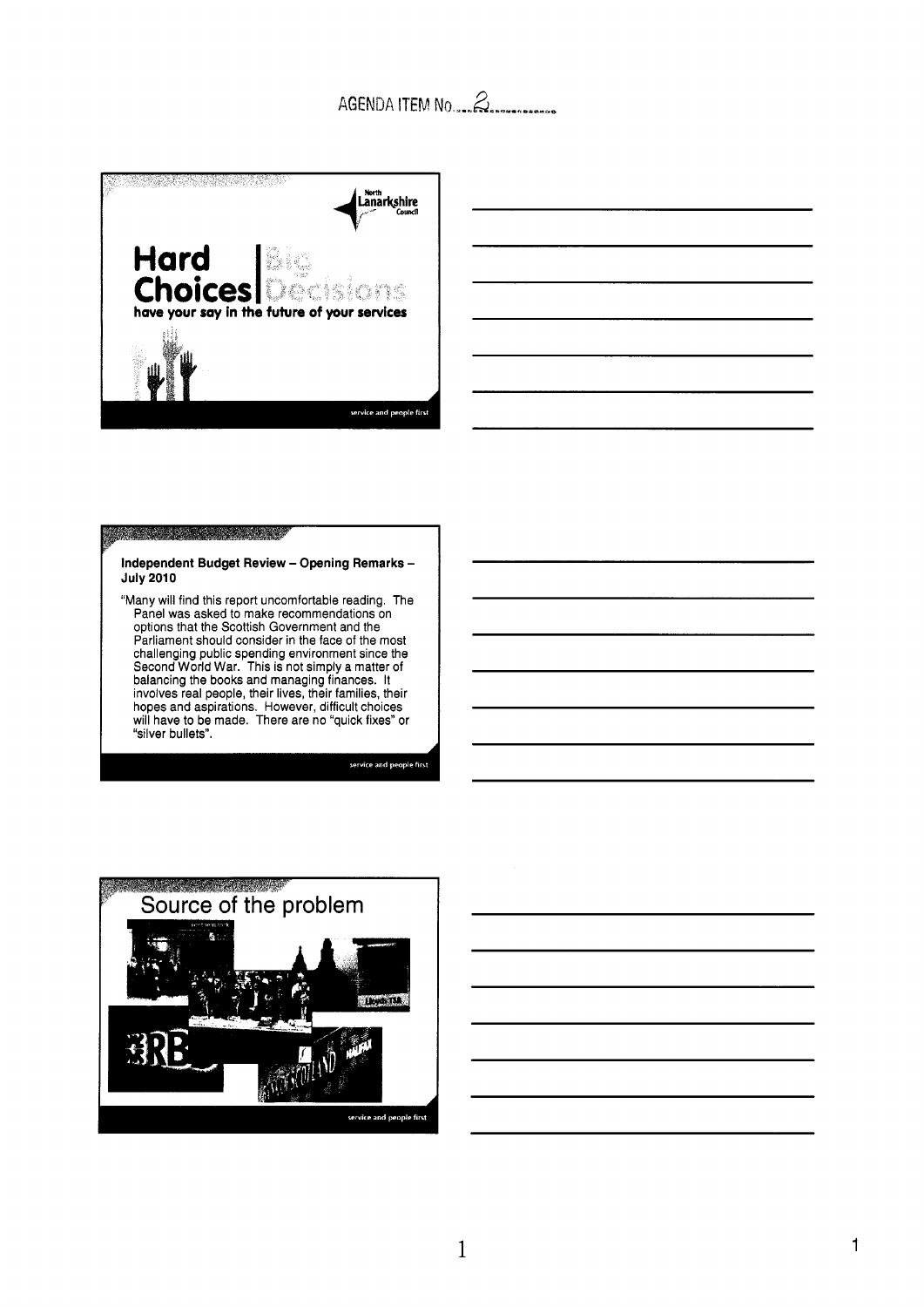AGENDA ITEM No. 2

# Hard Choices | Big Decisions

**have your say in the future of your services**

North Lanarkshire Council

service and people first

**Independent Budget Review – Opening Remarks – July 2010**

"Many will find this report uncomfortable reading. The Panel was asked to make recommendations on options that the Scottish Government and the Parliament should consider in the face of the most challenging public spending environment since the Second World War. This is not simply a matter of balancing the books and managing finances. It involves real people, their lives, their families, their hopes and aspirations. However, difficult choices will have to be made. There are no "quick fixes" or "silver bullets".

service and people first

## Source of the problem

service and people first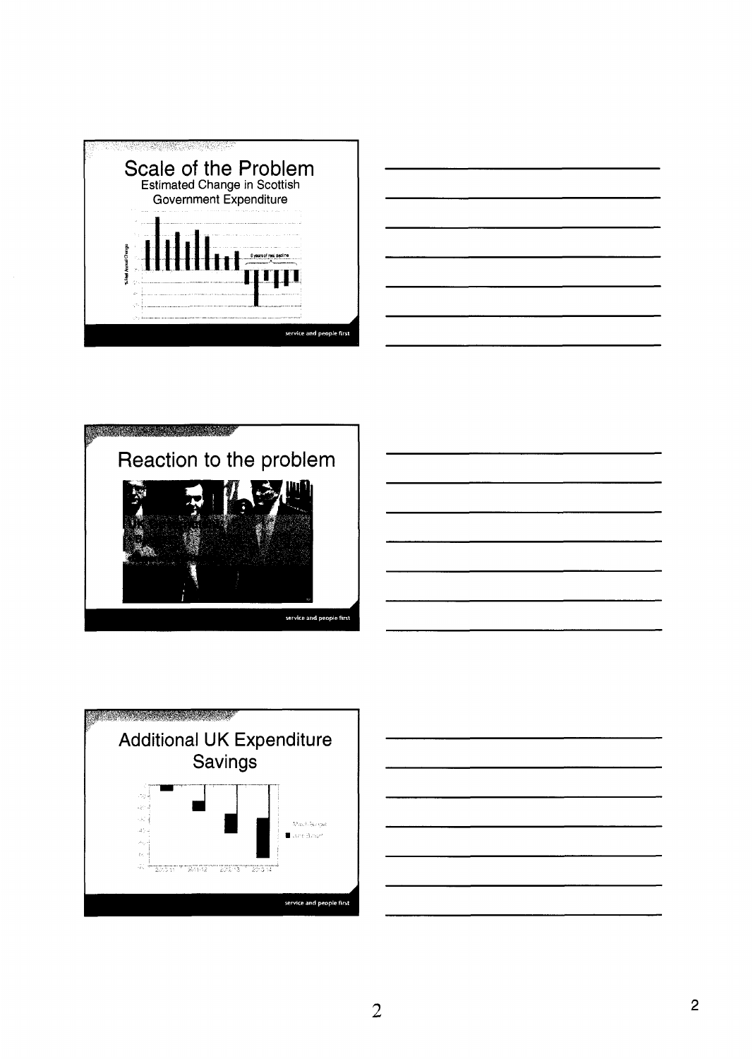## Scale of the Problem

Estimated Change in Scottish Government Expenditure

% Real Annual Change

8 years of real decline

service and people first

## Reaction to the problem

service and people first

## Additional UK Expenditure Savings

2010-11 2011-12 2012-13 2013-14

March Budget

June Budget

service and people first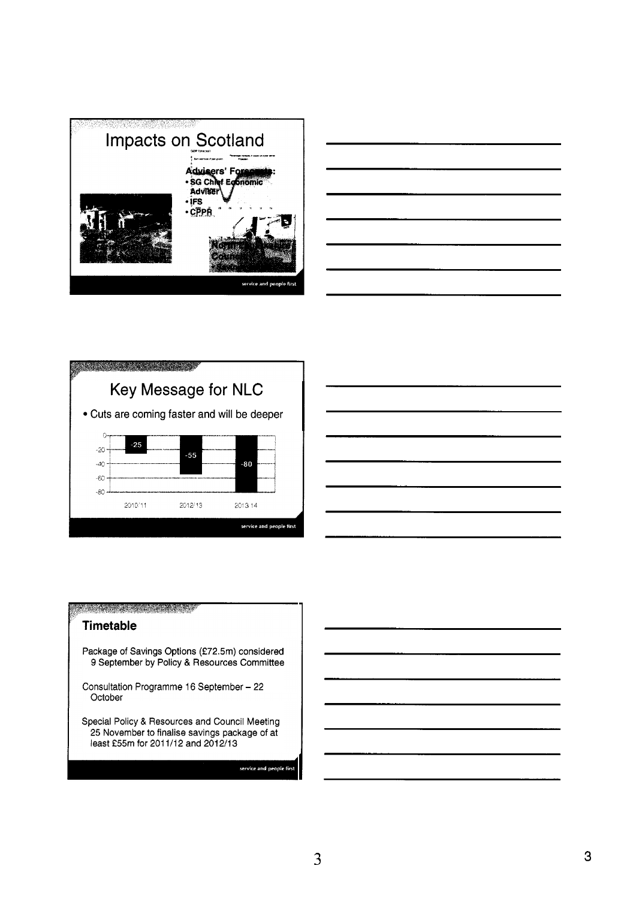## Impacts on Scotland

Advisers' Forecasts:
- SG Chief Economic Adviser
- IFS
- CPPR

North Lanarkshire Council

service and people first

## Key Message for NLC

- Cuts are coming faster and will be deeper

0
-20
-40
-60
-80

-25
-55
-80

2010/11
2012/13
2013/14

service and people first

### Timetable

Package of Savings Options (£72.5m) considered 9 September by Policy & Resources Committee

Consultation Programme 16 September – 22 October

Special Policy & Resources and Council Meeting 25 November to finalise savings package of at least £55m for 2011/12 and 2012/13

service and people first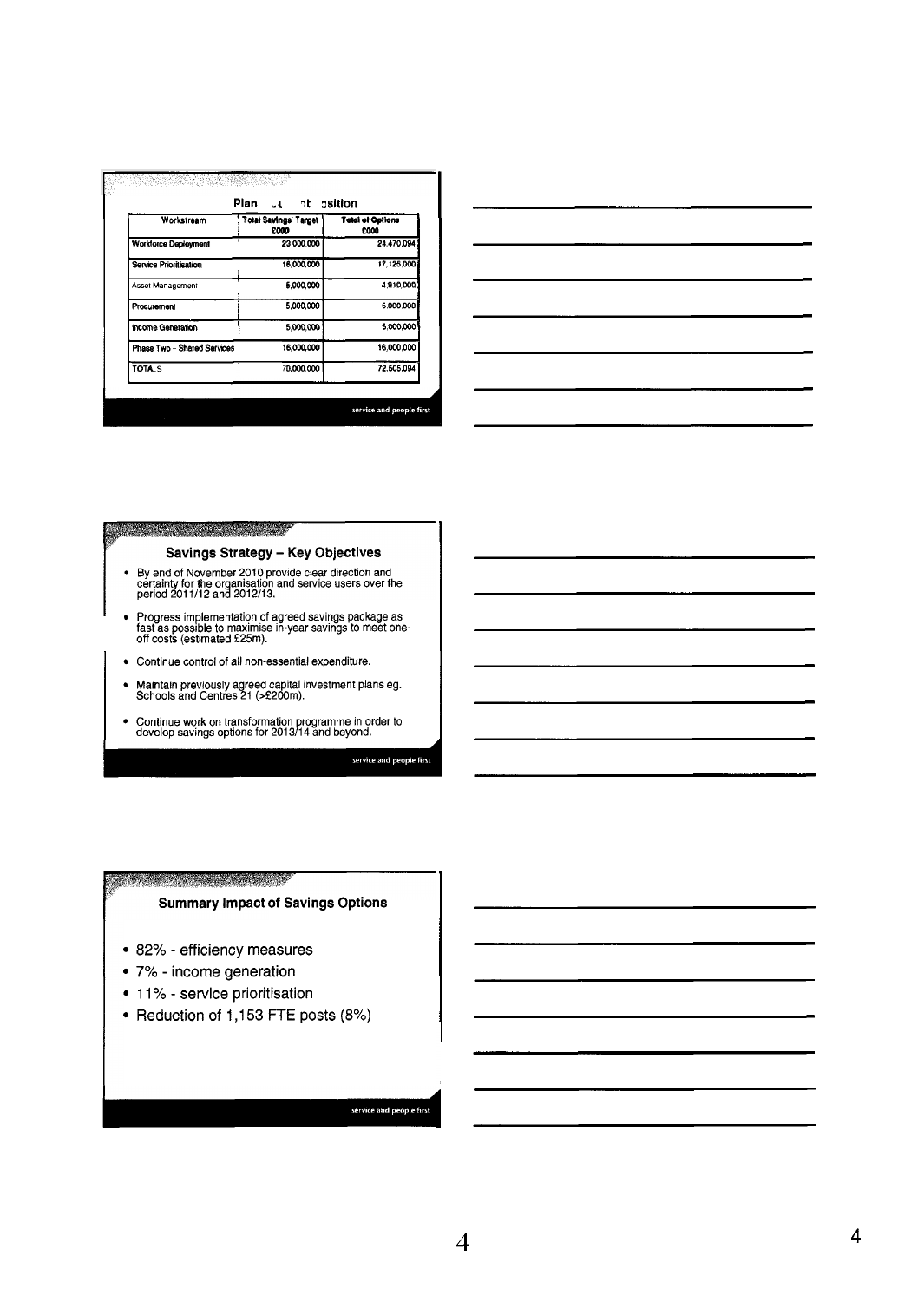### Plan ... Position

| Workstream | Total Savings Target £000 | Total of Options £000 |
|---|---|---|
| Workforce Deployment | 23,000,000 | 24,470,094 |
| Service Prioritisation | 16,000,000 | 17,125,000 |
| Asset Management | 5,000,000 | 4,910,000 |
| Procurement | 5,000,000 | 5,000,000 |
| Income Generation | 5,000,000 | 5,000,000 |
| Phase Two – Shared Services | 16,000,000 | 16,000,000 |
| TOTALS | 70,000,000 | 72,505,094 |

service and people first

### Savings Strategy – Key Objectives

- By end of November 2010 provide clear direction and certainty for the organisation and service users over the period 2011/12 and 2012/13.
- Progress implementation of agreed savings package as fast as possible to maximise in-year savings to meet one-off costs (estimated £25m).
- Continue control of all non-essential expenditure.
- Maintain previously agreed capital investment plans eg. Schools and Centres 21 (>£200m).
- Continue work on transformation programme in order to develop savings options for 2013/14 and beyond.

service and people first

### Summary Impact of Savings Options

- 82% - efficiency measures
- 7% - income generation
- 11% - service prioritisation
- Reduction of 1,153 FTE posts (8%)

service and people first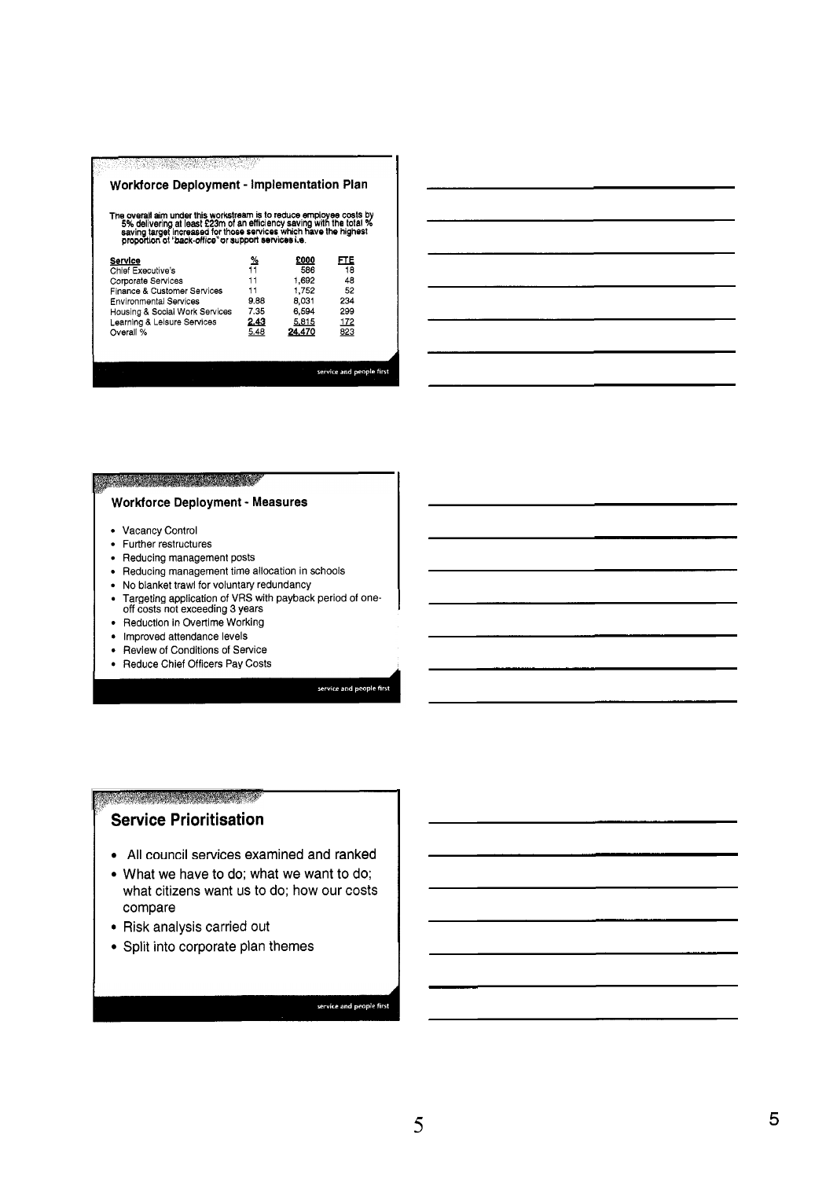## Workforce Deployment - Implementation Plan

The overall aim under this workstream is to reduce employee costs by 5% delivering at least £23m of an efficiency saving with the total % saving target increased for those services which have the highest proportion of "back-office" or support services i.e.

| Service | % | £000 | FTE |
|---|---|---|---|
| Chief Executive's | 11 | 586 | 18 |
| Corporate Services | 11 | 1,692 | 48 |
| Finance & Customer Services | 11 | 1,752 | 52 |
| Environmental Services | 9.88 | 8,031 | 234 |
| Housing & Social Work Services | 7.35 | 6,594 | 299 |
| Learning & Leisure Services | 2.43 | 5,815 | 172 |
| Overall % | 5.48 | 24,470 | 823 |

service and people first

## Workforce Deployment - Measures

- Vacancy Control
- Further restructures
- Reducing management posts
- Reducing management time allocation in schools
- No blanket trawl for voluntary redundancy
- Targeting application of VRS with payback period of one-off costs not exceeding 3 years
- Reduction in Overtime Working
- Improved attendance levels
- Review of Conditions of Service
- Reduce Chief Officers Pay Costs

service and people first

## Service Prioritisation

- All council services examined and ranked
- What we have to do; what we want to do; what citizens want us to do; how our costs compare
- Risk analysis carried out
- Split into corporate plan themes

service and people first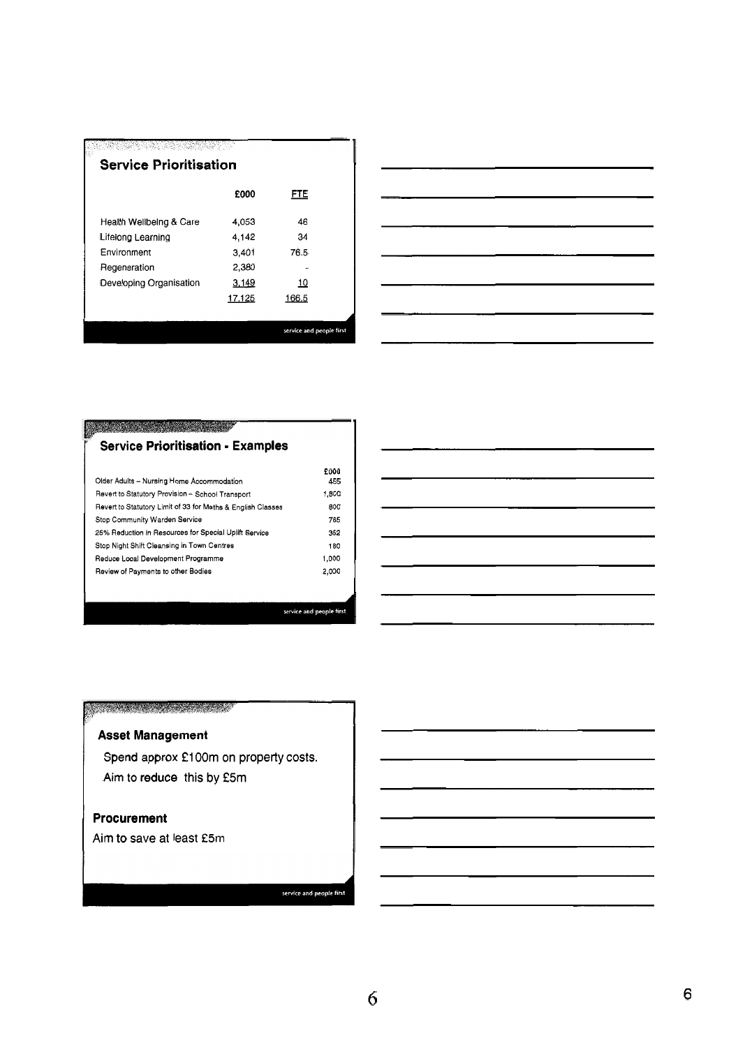## Service Prioritisation

| | £000 | FTE |
|---|---|---|
| Health Wellbeing & Care | 4,053 | 46 |
| Lifelong Learning | 4,142 | 34 |
| Environment | 3,401 | 76.5 |
| Regeneration | 2,380 | - |
| Developing Organisation | 3,149 | 10 |
| | 17,125 | 166.5 |

service and people first

## Service Prioritisation - Examples

| | £000 |
|---|---|
| Older Adults – Nursing Home Accommodation | 455 |
| Revert to Statutory Provision – School Transport | 1,800 |
| Revert to Statutory Limit of 33 for Maths & English Classes | 800 |
| Stop Community Warden Service | 785 |
| 25% Reduction in Resources for Special Uplift Service | 352 |
| Stop Night Shift Cleansing in Town Centres | 180 |
| Reduce Local Development Programme | 1,000 |
| Review of Payments to other Bodies | 2,000 |

service and people first

### Asset Management

Spend approx £100m on property costs.
Aim to reduce this by £5m

### Procurement

Aim to save at least £5m

service and people first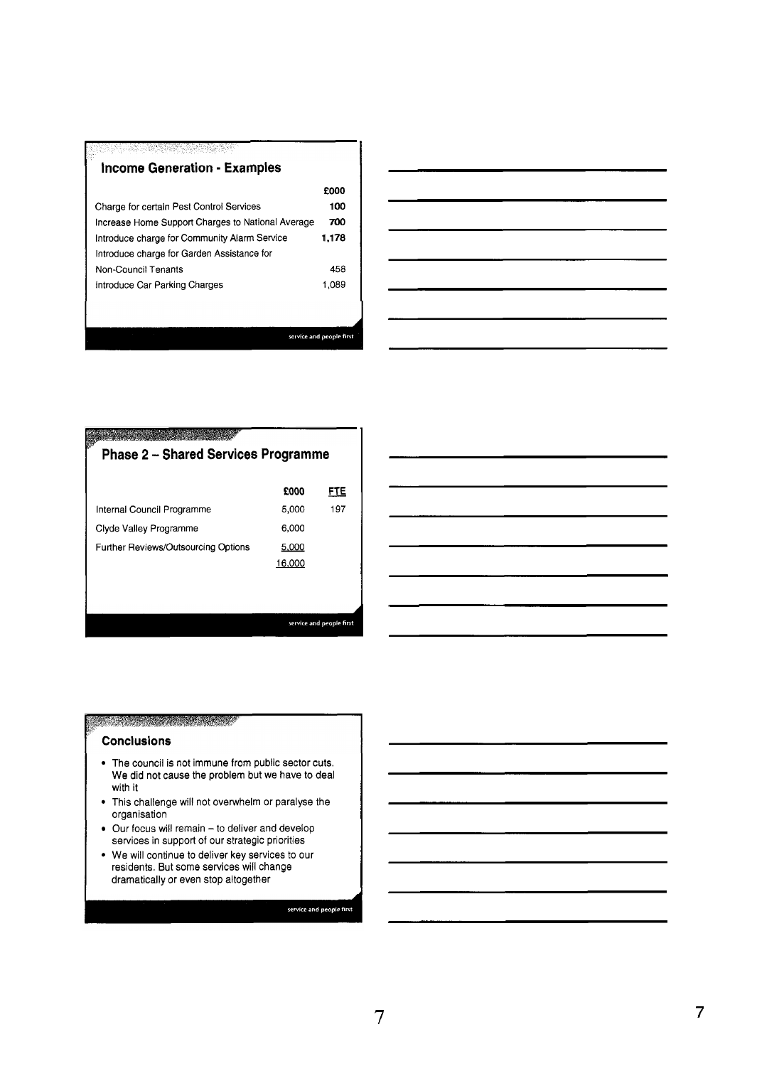## Income Generation - Examples

| | £000 |
| --- | --- |
| Charge for certain Pest Control Services | **100** |
| Increase Home Support Charges to National Average | **700** |
| Introduce charge for Community Alarm Service | **1,178** |
| Introduce charge for Garden Assistance for Non-Council Tenants | 458 |
| Introduce Car Parking Charges | 1,089 |

service and people first

## Phase 2 – Shared Services Programme

| | £000 | FTE |
| --- | --- | --- |
| Internal Council Programme | 5,000 | 197 |
| Clyde Valley Programme | 6,000 | |
| Further Reviews/Outsourcing Options | 5,000 | |
| | 16,000 | |

service and people first

## Conclusions

- The council is not immune from public sector cuts. We did not cause the problem but we have to deal with it
- This challenge will not overwhelm or paralyse the organisation
- Our focus will remain – to deliver and develop services in support of our strategic priorities
- We will continue to deliver key services to our residents. But some services will change dramatically or even stop altogether

service and people first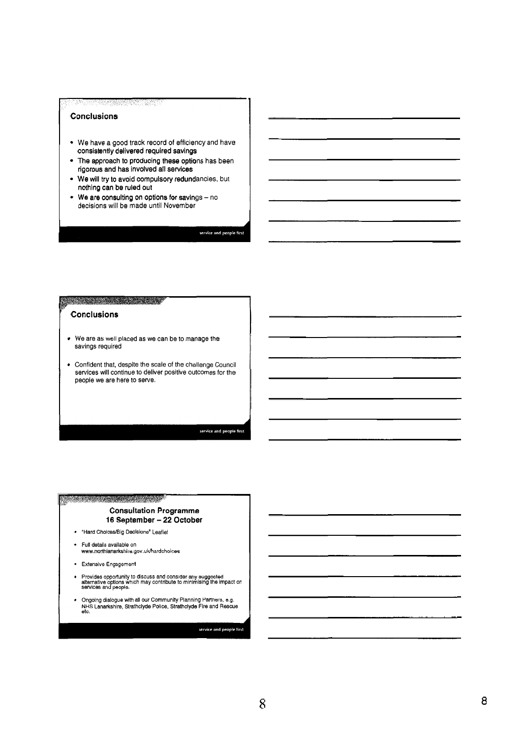## Conclusions

- We have a good track record of efficiency and have consistently delivered required savings
- The approach to producing these options has been rigorous and has involved all services
- We will try to avoid compulsory redundancies, but nothing can be ruled out
- We are consulting on options for savings – no decisions will be made until November

service and people first

## Conclusions

- We are as well placed as we can be to manage the savings required
- Confident that, despite the scale of the challenge Council services will continue to deliver positive outcomes for the people we are here to serve.

service and people first

## Consultation Programme 16 September – 22 October

- "Hard Choices/Big Decisions" Leaflet
- Full details available on www.northlanarkshire.gov.uk/hardchoices
- Extensive Engagement
- Provides opportunity to discuss and consider any suggested alternative options which may contribute to minimising the impact on services and people.
- Ongoing dialogue with all our Community Planning Partners, e.g. NHS Lanarkshire, Strathclyde Police, Strathclyde Fire and Rescue etc.

service and people first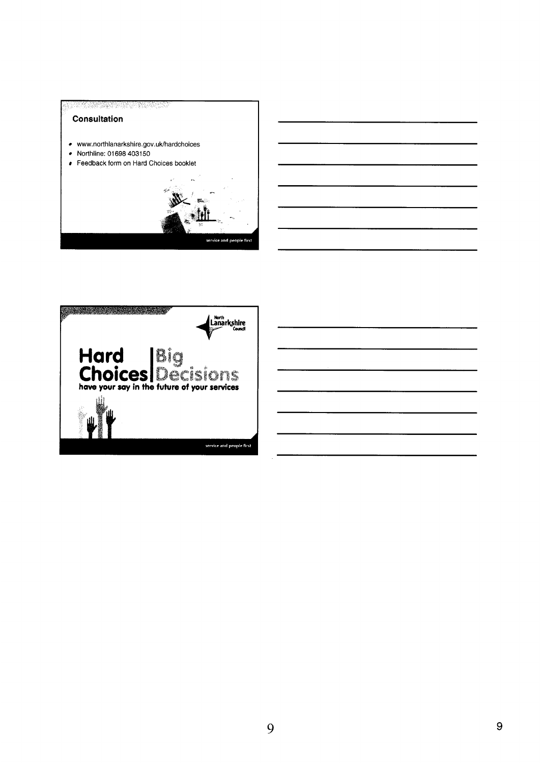## Consultation

- www.northlanarkshire.gov.uk/hardchoices
- Northline: 01698 403150
- Feedback form on Hard Choices booklet

service and people first

North Lanarkshire Council

# Hard Choices | Big Decisions

**have your say in the future of your services**

service and people first